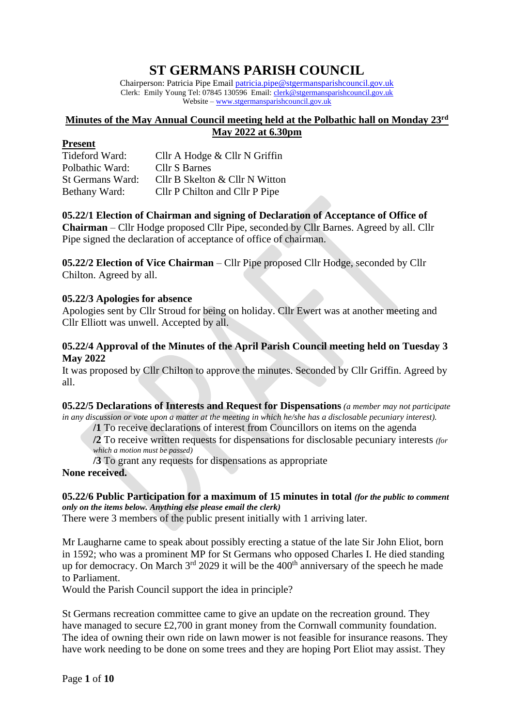# ST GERMANS PARISH COUNCIL

Chairperson: Patricia Pipe Email patricia.pipe@stgermansparishcouncil.gov.uk
Clerk: Emily Young Tel: 07845 130596 Email: clerk@stgermansparishcouncil.gov.uk
Website – www.stgermansparishcouncil.gov.uk

## Minutes of the May Annual Council meeting held at the Polbathic hall on Monday 23rd May 2022 at 6.30pm

**Present**

| | |
|---|---|
| Tideford Ward: | Cllr A Hodge & Cllr N Griffin |
| Polbathic Ward: | Cllr S Barnes |
| St Germans Ward: | Cllr B Skelton & Cllr N Witton |
| Bethany Ward: | Cllr P Chilton and Cllr P Pipe |

**05.22/1 Election of Chairman and signing of Declaration of Acceptance of Office of Chairman** – Cllr Hodge proposed Cllr Pipe, seconded by Cllr Barnes. Agreed by all. Cllr Pipe signed the declaration of acceptance of office of chairman.

**05.22/2 Election of Vice Chairman** – Cllr Pipe proposed Cllr Hodge, seconded by Cllr Chilton. Agreed by all.

**05.22/3 Apologies for absence**
Apologies sent by Cllr Stroud for being on holiday. Cllr Ewert was at another meeting and Cllr Elliott was unwell. Accepted by all.

**05.22/4 Approval of the Minutes of the April Parish Council meeting held on Tuesday 3 May 2022**
It was proposed by Cllr Chilton to approve the minutes. Seconded by Cllr Griffin. Agreed by all.

**05.22/5 Declarations of Interests and Request for Dispensations** *(a member may not participate in any discussion or vote upon a matter at the meeting in which he/she has a disclosable pecuniary interest).*

**/1** To receive declarations of interest from Councillors on items on the agenda
**/2** To receive written requests for dispensations for disclosable pecuniary interests *(for which a motion must be passed)*
**/3** To grant any requests for dispensations as appropriate

**None received.**

**05.22/6 Public Participation for a maximum of 15 minutes in total** ***(for the public to comment only on the items below. Anything else please email the clerk)***
There were 3 members of the public present initially with 1 arriving later.

Mr Laugharne came to speak about possibly erecting a statue of the late Sir John Eliot, born in 1592; who was a prominent MP for St Germans who opposed Charles I. He died standing up for democracy. On March 3rd 2029 it will be the 400th anniversary of the speech he made to Parliament.
Would the Parish Council support the idea in principle?

St Germans recreation committee came to give an update on the recreation ground. They have managed to secure £2,700 in grant money from the Cornwall community foundation. The idea of owning their own ride on lawn mower is not feasible for insurance reasons. They have work needing to be done on some trees and they are hoping Port Eliot may assist. They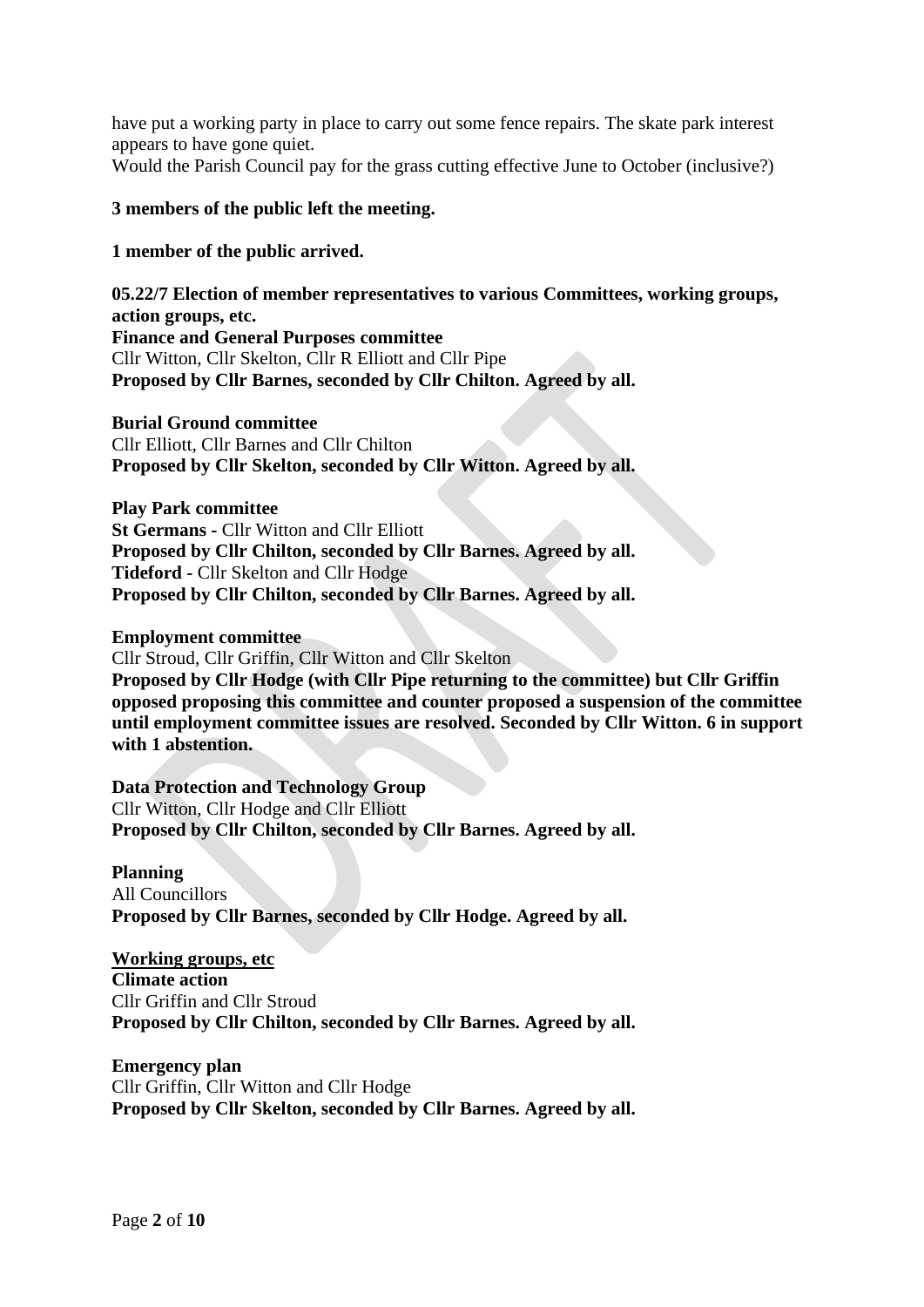have put a working party in place to carry out some fence repairs. The skate park interest appears to have gone quiet.
Would the Parish Council pay for the grass cutting effective June to October (inclusive?)

**3 members of the public left the meeting.**

**1 member of the public arrived.**

**05.22/7 Election of member representatives to various Committees, working groups, action groups, etc.**

**Finance and General Purposes committee**
Cllr Witton, Cllr Skelton, Cllr R Elliott and Cllr Pipe
**Proposed by Cllr Barnes, seconded by Cllr Chilton. Agreed by all.**

**Burial Ground committee**
Cllr Elliott, Cllr Barnes and Cllr Chilton
**Proposed by Cllr Skelton, seconded by Cllr Witton. Agreed by all.**

**Play Park committee**
**St Germans -** Cllr Witton and Cllr Elliott
**Proposed by Cllr Chilton, seconded by Cllr Barnes. Agreed by all.**
**Tideford -** Cllr Skelton and Cllr Hodge
**Proposed by Cllr Chilton, seconded by Cllr Barnes. Agreed by all.**

**Employment committee**
Cllr Stroud, Cllr Griffin, Cllr Witton and Cllr Skelton
**Proposed by Cllr Hodge (with Cllr Pipe returning to the committee) but Cllr Griffin opposed proposing this committee and counter proposed a suspension of the committee until employment committee issues are resolved. Seconded by Cllr Witton. 6 in support with 1 abstention.**

**Data Protection and Technology Group**
Cllr Witton, Cllr Hodge and Cllr Elliott
**Proposed by Cllr Chilton, seconded by Cllr Barnes. Agreed by all.**

**Planning**
All Councillors
**Proposed by Cllr Barnes, seconded by Cllr Hodge. Agreed by all.**

**Working groups, etc**

**Climate action**
Cllr Griffin and Cllr Stroud
**Proposed by Cllr Chilton, seconded by Cllr Barnes. Agreed by all.**

**Emergency plan**
Cllr Griffin, Cllr Witton and Cllr Hodge
**Proposed by Cllr Skelton, seconded by Cllr Barnes. Agreed by all.**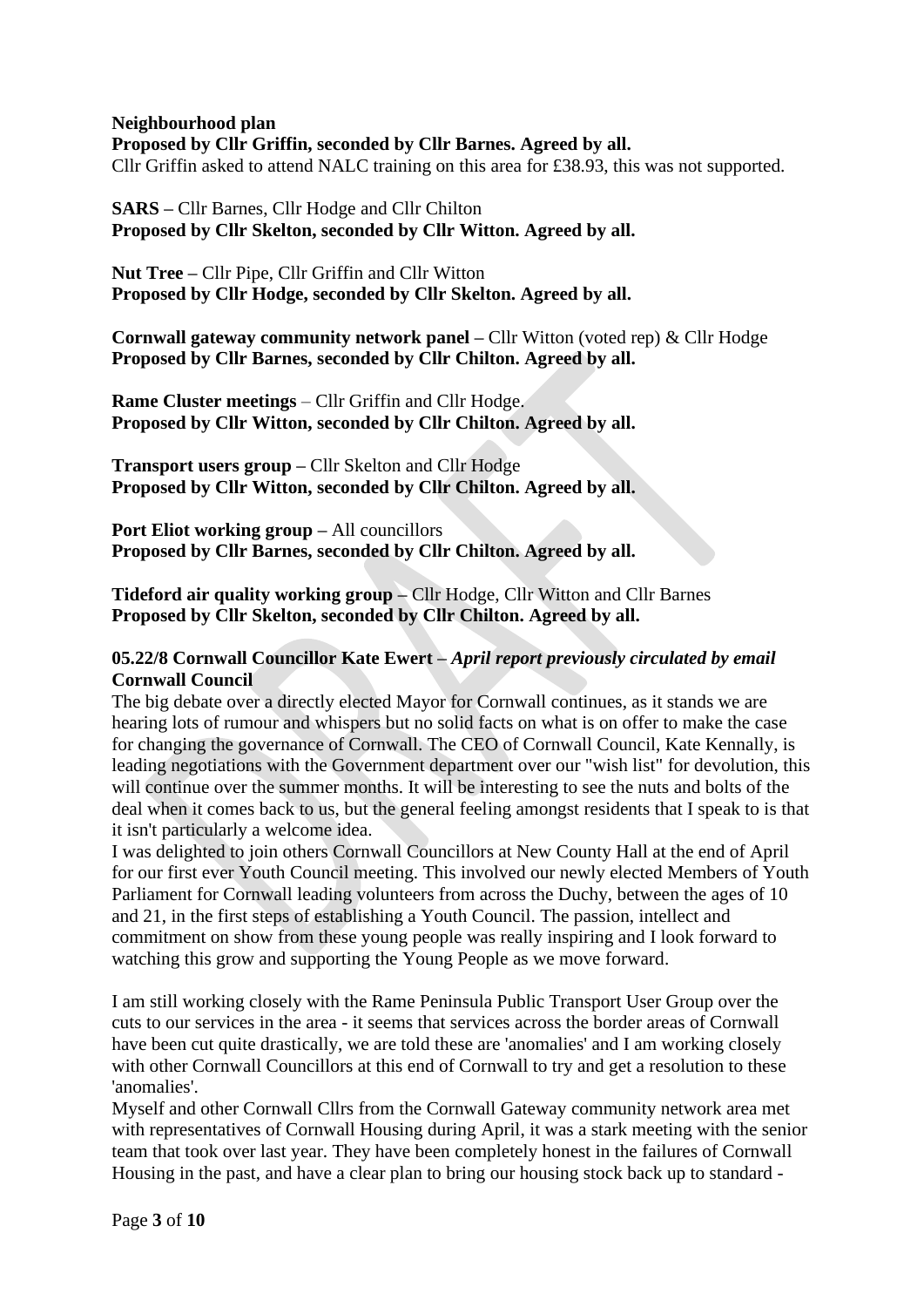**Neighbourhood plan**
**Proposed by Cllr Griffin, seconded by Cllr Barnes. Agreed by all.**
Cllr Griffin asked to attend NALC training on this area for £38.93, this was not supported.

**SARS –** Cllr Barnes, Cllr Hodge and Cllr Chilton
**Proposed by Cllr Skelton, seconded by Cllr Witton. Agreed by all.**

**Nut Tree –** Cllr Pipe, Cllr Griffin and Cllr Witton
**Proposed by Cllr Hodge, seconded by Cllr Skelton. Agreed by all.**

**Cornwall gateway community network panel –** Cllr Witton (voted rep) & Cllr Hodge
**Proposed by Cllr Barnes, seconded by Cllr Chilton. Agreed by all.**

**Rame Cluster meetings** – Cllr Griffin and Cllr Hodge.
**Proposed by Cllr Witton, seconded by Cllr Chilton. Agreed by all.**

**Transport users group –** Cllr Skelton and Cllr Hodge
**Proposed by Cllr Witton, seconded by Cllr Chilton. Agreed by all.**

**Port Eliot working group –** All councillors
**Proposed by Cllr Barnes, seconded by Cllr Chilton. Agreed by all.**

**Tideford air quality working group –** Cllr Hodge, Cllr Witton and Cllr Barnes
**Proposed by Cllr Skelton, seconded by Cllr Chilton. Agreed by all.**

**05.22/8 Cornwall Councillor Kate Ewert –** ***April report previously circulated by email***
**Cornwall Council**
The big debate over a directly elected Mayor for Cornwall continues, as it stands we are hearing lots of rumour and whispers but no solid facts on what is on offer to make the case for changing the governance of Cornwall. The CEO of Cornwall Council, Kate Kennally, is leading negotiations with the Government department over our "wish list" for devolution, this will continue over the summer months. It will be interesting to see the nuts and bolts of the deal when it comes back to us, but the general feeling amongst residents that I speak to is that it isn't particularly a welcome idea.
I was delighted to join others Cornwall Councillors at New County Hall at the end of April for our first ever Youth Council meeting. This involved our newly elected Members of Youth Parliament for Cornwall leading volunteers from across the Duchy, between the ages of 10 and 21, in the first steps of establishing a Youth Council. The passion, intellect and commitment on show from these young people was really inspiring and I look forward to watching this grow and supporting the Young People as we move forward.

I am still working closely with the Rame Peninsula Public Transport User Group over the cuts to our services in the area - it seems that services across the border areas of Cornwall have been cut quite drastically, we are told these are 'anomalies' and I am working closely with other Cornwall Councillors at this end of Cornwall to try and get a resolution to these 'anomalies'.
Myself and other Cornwall Cllrs from the Cornwall Gateway community network area met with representatives of Cornwall Housing during April, it was a stark meeting with the senior team that took over last year. They have been completely honest in the failures of Cornwall Housing in the past, and have a clear plan to bring our housing stock back up to standard -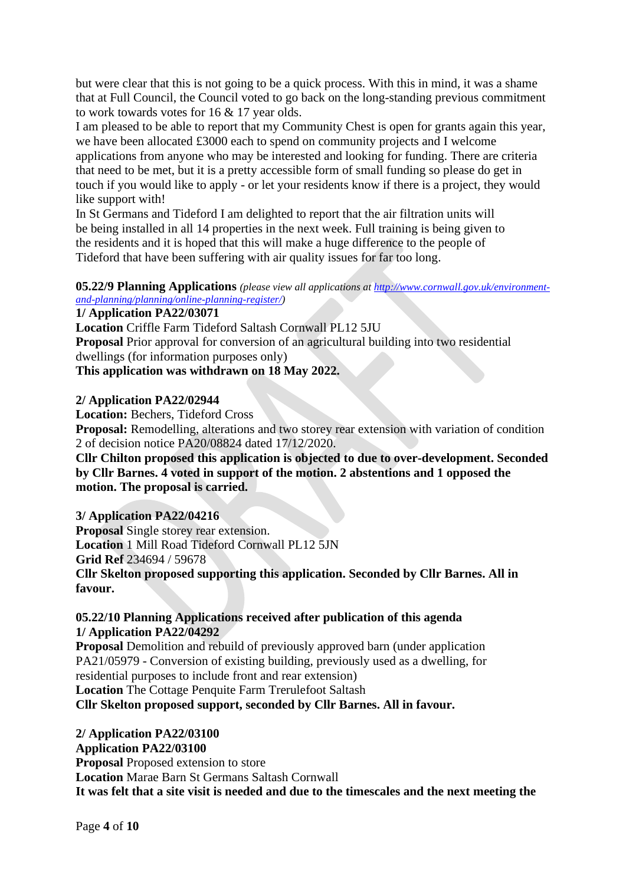but were clear that this is not going to be a quick process. With this in mind, it was a shame that at Full Council, the Council voted to go back on the long-standing previous commitment to work towards votes for 16 & 17 year olds.

I am pleased to be able to report that my Community Chest is open for grants again this year, we have been allocated £3000 each to spend on community projects and I welcome applications from anyone who may be interested and looking for funding. There are criteria that need to be met, but it is a pretty accessible form of small funding so please do get in touch if you would like to apply - or let your residents know if there is a project, they would like support with!

In St Germans and Tideford I am delighted to report that the air filtration units will be being installed in all 14 properties in the next week. Full training is being given to the residents and it is hoped that this will make a huge difference to the people of Tideford that have been suffering with air quality issues for far too long.

**05.22/9 Planning Applications** *(please view all applications at [http://www.cornwall.gov.uk/environment-and-planning/planning/online-planning-register/](http://www.cornwall.gov.uk/environment-and-planning/planning/online-planning-register/))*

**1/ Application PA22/03071**
**Location** Criffle Farm Tideford Saltash Cornwall PL12 5JU
**Proposal** Prior approval for conversion of an agricultural building into two residential dwellings (for information purposes only)
**This application was withdrawn on 18 May 2022.**

**2/ Application PA22/02944**
**Location:** Bechers, Tideford Cross
**Proposal:** Remodelling, alterations and two storey rear extension with variation of condition 2 of decision notice PA20/08824 dated 17/12/2020.
**Cllr Chilton proposed this application is objected to due to over-development. Seconded by Cllr Barnes. 4 voted in support of the motion. 2 abstentions and 1 opposed the motion. The proposal is carried.**

**3/ Application PA22/04216**
**Proposal** Single storey rear extension.
**Location** 1 Mill Road Tideford Cornwall PL12 5JN
**Grid Ref** 234694 / 59678
**Cllr Skelton proposed supporting this application. Seconded by Cllr Barnes. All in favour.**

**05.22/10 Planning Applications received after publication of this agenda**

**1/ Application PA22/04292**
**Proposal** Demolition and rebuild of previously approved barn (under application PA21/05979 - Conversion of existing building, previously used as a dwelling, for residential purposes to include front and rear extension)
**Location** The Cottage Penquite Farm Trerulefoot Saltash
**Cllr Skelton proposed support, seconded by Cllr Barnes. All in favour.**

**2/ Application PA22/03100**
**Application PA22/03100**
**Proposal** Proposed extension to store
**Location** Marae Barn St Germans Saltash Cornwall
**It was felt that a site visit is needed and due to the timescales and the next meeting the**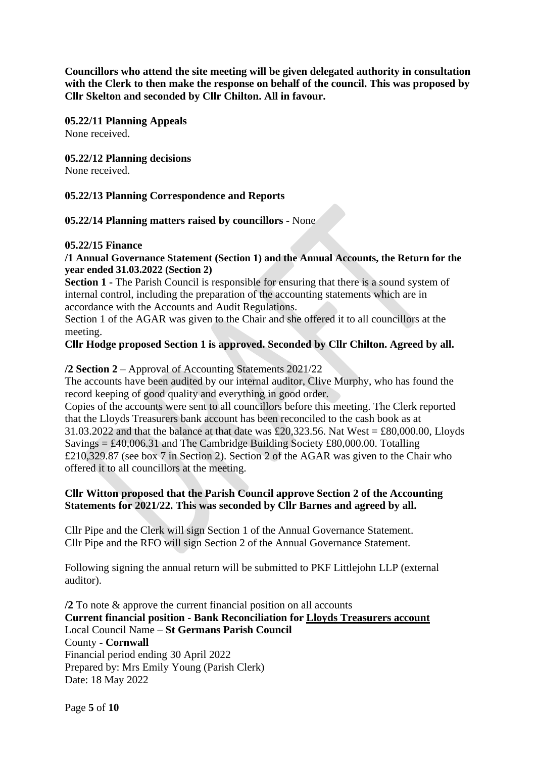**Councillors who attend the site meeting will be given delegated authority in consultation with the Clerk to then make the response on behalf of the council. This was proposed by Cllr Skelton and seconded by Cllr Chilton. All in favour.**

**05.22/11 Planning Appeals**
None received.

**05.22/12 Planning decisions**
None received.

**05.22/13 Planning Correspondence and Reports**

**05.22/14 Planning matters raised by councillors -** None

**05.22/15 Finance**
**/1 Annual Governance Statement (Section 1) and the Annual Accounts, the Return for the year ended 31.03.2022 (Section 2)**
**Section 1 -** The Parish Council is responsible for ensuring that there is a sound system of internal control, including the preparation of the accounting statements which are in accordance with the Accounts and Audit Regulations.
Section 1 of the AGAR was given to the Chair and she offered it to all councillors at the meeting.
**Cllr Hodge proposed Section 1 is approved. Seconded by Cllr Chilton. Agreed by all.**

**/2 Section 2** – Approval of Accounting Statements 2021/22
The accounts have been audited by our internal auditor, Clive Murphy, who has found the record keeping of good quality and everything in good order.
Copies of the accounts were sent to all councillors before this meeting. The Clerk reported that the Lloyds Treasurers bank account has been reconciled to the cash book as at 31.03.2022 and that the balance at that date was £20,323.56. Nat West = £80,000.00, Lloyds Savings = £40,006.31 and The Cambridge Building Society £80,000.00. Totalling £210,329.87 (see box 7 in Section 2). Section 2 of the AGAR was given to the Chair who offered it to all councillors at the meeting.

**Cllr Witton proposed that the Parish Council approve Section 2 of the Accounting Statements for 2021/22. This was seconded by Cllr Barnes and agreed by all.**

Cllr Pipe and the Clerk will sign Section 1 of the Annual Governance Statement.
Cllr Pipe and the RFO will sign Section 2 of the Annual Governance Statement.

Following signing the annual return will be submitted to PKF Littlejohn LLP (external auditor).

**/2** To note & approve the current financial position on all accounts
**Current financial position - Bank Reconciliation for Lloyds Treasurers account**
Local Council Name – **St Germans Parish Council**
County - **Cornwall**
Financial period ending 30 April 2022
Prepared by: Mrs Emily Young (Parish Clerk)
Date: 18 May 2022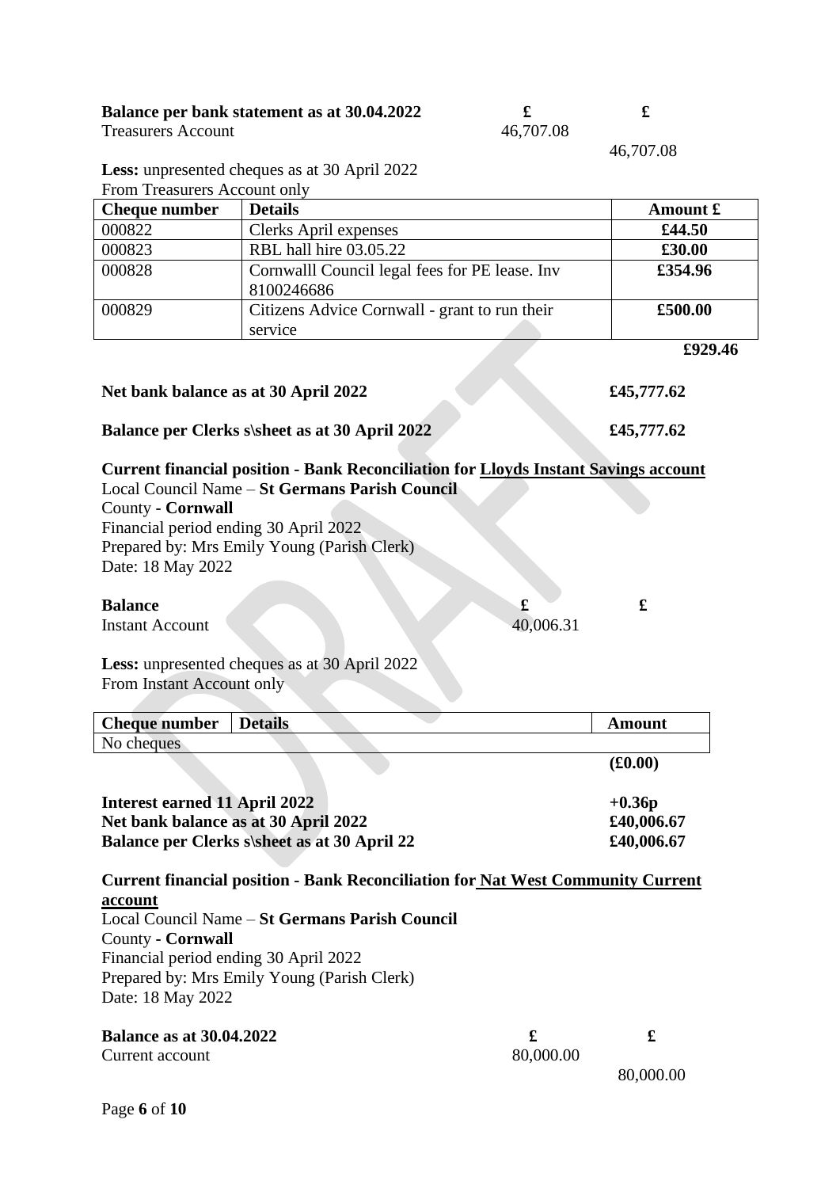| **Balance per bank statement as at 30.04.2022** | **£** | **£** |
|---|---|---|
| Treasurers Account | 46,707.08 | |
| | | 46,707.08 |

**Less:** unpresented cheques as at 30 April 2022
From Treasurers Account only

| Cheque number | Details | Amount £ |
|---|---|---|
| 000822 | Clerks April expenses | **£44.50** |
| 000823 | RBL hall hire 03.05.22 | **£30.00** |
| 000828 | Cornwalll Council legal fees for PE lease. Inv 8100246686 | **£354.96** |
| 000829 | Citizens Advice Cornwall - grant to run their service | **£500.00** |
| | | **£929.46** |

**Net bank balance as at 30 April 2022** **£45,777.62**

**Balance per Clerks s\sheet as at 30 April 2022** **£45,777.62**

**Current financial position - Bank Reconciliation for Lloyds Instant Savings account**
Local Council Name – **St Germans Parish Council**
County **- Cornwall**
Financial period ending 30 April 2022
Prepared by: Mrs Emily Young (Parish Clerk)
Date: 18 May 2022

| **Balance** | **£** | **£** |
|---|---|---|
| Instant Account | 40,006.31 | |

**Less:** unpresented cheques as at 30 April 2022
From Instant Account only

| Cheque number | Details | Amount |
|---|---|---|
| No cheques | | |
| | | **(£0.00)** |

| | |
|---|---|
| **Interest earned 11 April 2022** | **+0.36p** |
| **Net bank balance as at 30 April 2022** | **£40,006.67** |
| **Balance per Clerks s\sheet as at 30 April 22** | **£40,006.67** |

**Current financial position - Bank Reconciliation for Nat West Community Current account**
Local Council Name – **St Germans Parish Council**
County **- Cornwall**
Financial period ending 30 April 2022
Prepared by: Mrs Emily Young (Parish Clerk)
Date: 18 May 2022

| **Balance as at 30.04.2022** | **£** | **£** |
|---|---|---|
| Current account | 80,000.00 | |
| | | 80,000.00 |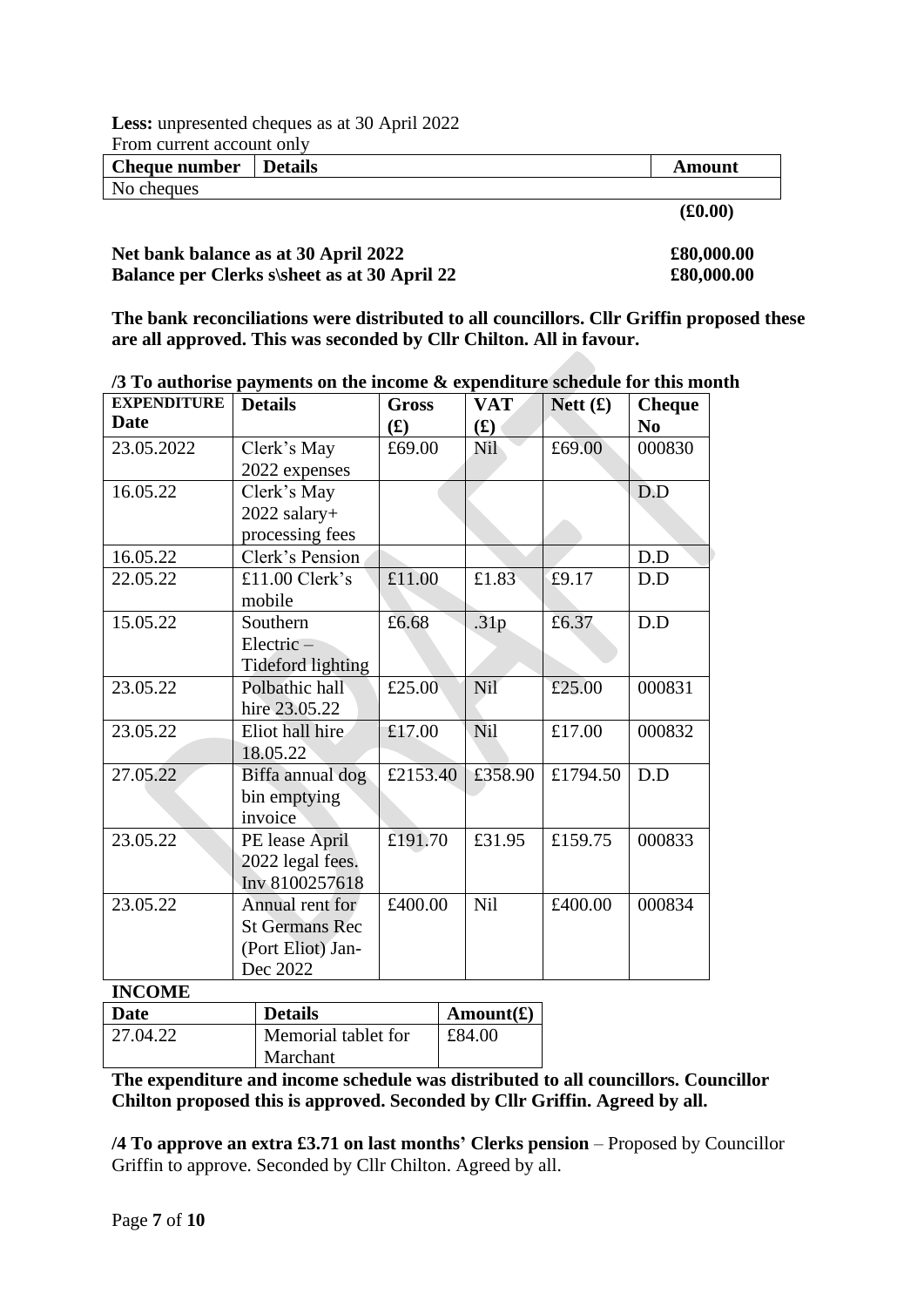**Less:** unpresented cheques as at 30 April 2022

From current account only

| Cheque number | Details | Amount |
|---|---|---|
| No cheques | | |

**(£0.00)**

**Net bank balance as at 30 April 2022 £80,000.00**
**Balance per Clerks s\sheet as at 30 April 22 £80,000.00**

**The bank reconciliations were distributed to all councillors. Cllr Griffin proposed these are all approved. This was seconded by Cllr Chilton. All in favour.**

**/3 To authorise payments on the income & expenditure schedule for this month**

| EXPENDITURE Date | Details | Gross (£) | VAT (£) | Nett (£) | Cheque No |
|---|---|---|---|---|---|
| 23.05.2022 | Clerk's May 2022 expenses | £69.00 | Nil | £69.00 | 000830 |
| 16.05.22 | Clerk's May 2022 salary+ processing fees | | | | D.D |
| 16.05.22 | Clerk's Pension | | | | D.D |
| 22.05.22 | £11.00 Clerk's mobile | £11.00 | £1.83 | £9.17 | D.D |
| 15.05.22 | Southern Electric – Tideford lighting | £6.68 | .31p | £6.37 | D.D |
| 23.05.22 | Polbathic hall hire 23.05.22 | £25.00 | Nil | £25.00 | 000831 |
| 23.05.22 | Eliot hall hire 18.05.22 | £17.00 | Nil | £17.00 | 000832 |
| 27.05.22 | Biffa annual dog bin emptying invoice | £2153.40 | £358.90 | £1794.50 | D.D |
| 23.05.22 | PE lease April 2022 legal fees. Inv 8100257618 | £191.70 | £31.95 | £159.75 | 000833 |
| 23.05.22 | Annual rent for St Germans Rec (Port Eliot) Jan-Dec 2022 | £400.00 | Nil | £400.00 | 000834 |

**INCOME**

| Date | Details | Amount(£) |
|---|---|---|
| 27.04.22 | Memorial tablet for Marchant | £84.00 |

**The expenditure and income schedule was distributed to all councillors. Councillor Chilton proposed this is approved. Seconded by Cllr Griffin. Agreed by all.**

**/4 To approve an extra £3.71 on last months' Clerks pension** – Proposed by Councillor Griffin to approve. Seconded by Cllr Chilton. Agreed by all.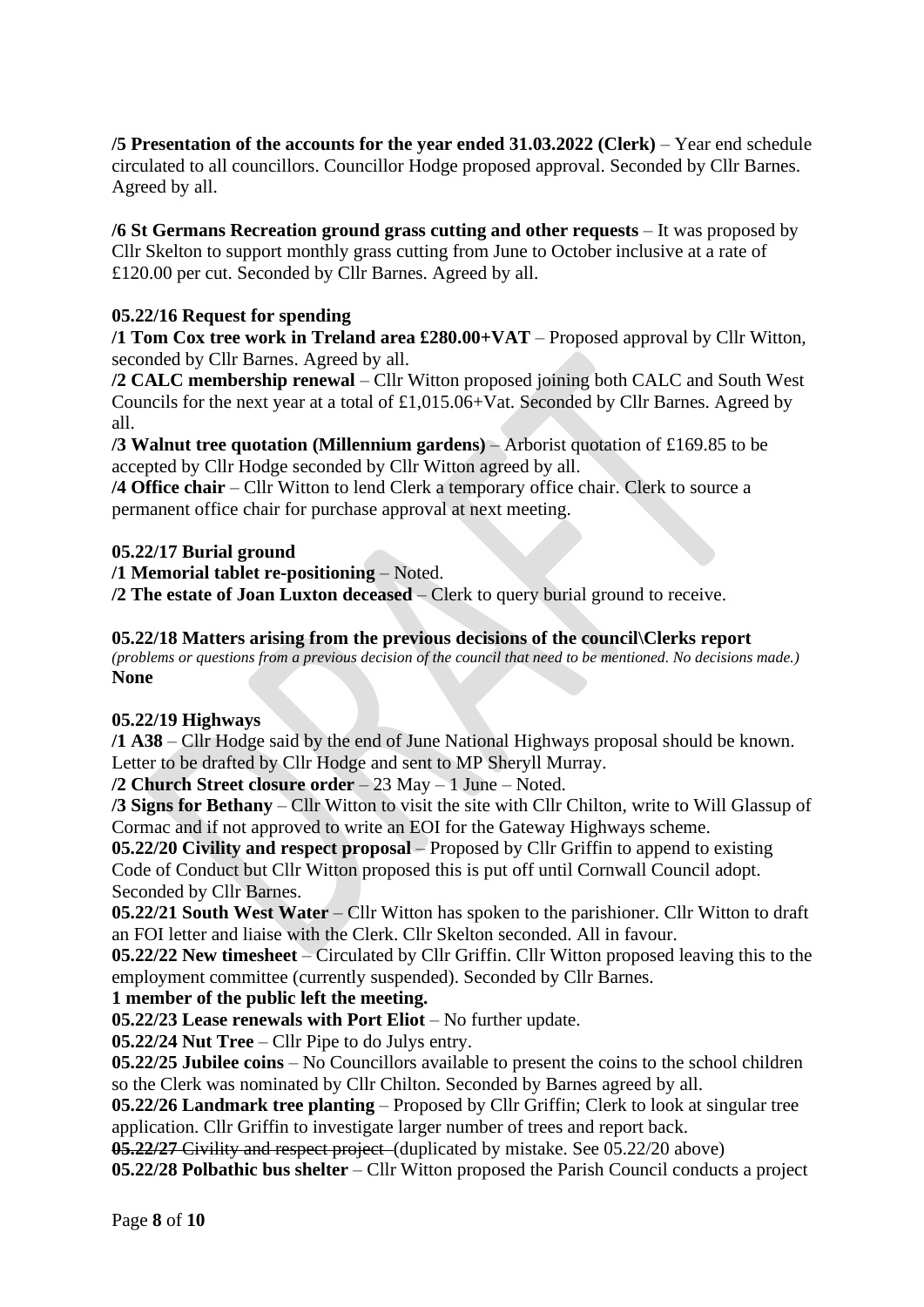**/5 Presentation of the accounts for the year ended 31.03.2022 (Clerk)** – Year end schedule circulated to all councillors. Councillor Hodge proposed approval. Seconded by Cllr Barnes. Agreed by all.

**/6 St Germans Recreation ground grass cutting and other requests** – It was proposed by Cllr Skelton to support monthly grass cutting from June to October inclusive at a rate of £120.00 per cut. Seconded by Cllr Barnes. Agreed by all.

**05.22/16 Request for spending**

**/1 Tom Cox tree work in Treland area £280.00+VAT** – Proposed approval by Cllr Witton, seconded by Cllr Barnes. Agreed by all.

**/2 CALC membership renewal** – Cllr Witton proposed joining both CALC and South West Councils for the next year at a total of £1,015.06+Vat. Seconded by Cllr Barnes. Agreed by all.

**/3 Walnut tree quotation (Millennium gardens)** – Arborist quotation of £169.85 to be accepted by Cllr Hodge seconded by Cllr Witton agreed by all.

**/4 Office chair** – Cllr Witton to lend Clerk a temporary office chair. Clerk to source a permanent office chair for purchase approval at next meeting.

**05.22/17 Burial ground**

**/1 Memorial tablet re-positioning** – Noted.

**/2 The estate of Joan Luxton deceased** – Clerk to query burial ground to receive.

**05.22/18 Matters arising from the previous decisions of the council\Clerks report**

*(problems or questions from a previous decision of the council that need to be mentioned. No decisions made.)*

**None**

**05.22/19 Highways**

**/1 A38** – Cllr Hodge said by the end of June National Highways proposal should be known. Letter to be drafted by Cllr Hodge and sent to MP Sheryll Murray.

**/2 Church Street closure order** – 23 May – 1 June – Noted.

**/3 Signs for Bethany** – Cllr Witton to visit the site with Cllr Chilton, write to Will Glassup of Cormac and if not approved to write an EOI for the Gateway Highways scheme.

**05.22/20 Civility and respect proposal** – Proposed by Cllr Griffin to append to existing Code of Conduct but Cllr Witton proposed this is put off until Cornwall Council adopt. Seconded by Cllr Barnes.

**05.22/21 South West Water** – Cllr Witton has spoken to the parishioner. Cllr Witton to draft an FOI letter and liaise with the Clerk. Cllr Skelton seconded. All in favour.

**05.22/22 New timesheet** – Circulated by Cllr Griffin. Cllr Witton proposed leaving this to the employment committee (currently suspended). Seconded by Cllr Barnes.

**1 member of the public left the meeting.**

**05.22/23 Lease renewals with Port Eliot** – No further update.

**05.22/24 Nut Tree** – Cllr Pipe to do Julys entry.

**05.22/25 Jubilee coins** – No Councillors available to present the coins to the school children so the Clerk was nominated by Cllr Chilton. Seconded by Barnes agreed by all.

**05.22/26 Landmark tree planting** – Proposed by Cllr Griffin; Clerk to look at singular tree application. Cllr Griffin to investigate larger number of trees and report back.

~~**05.22/27** Civility and respect project~~ (duplicated by mistake. See 05.22/20 above)

**05.22/28 Polbathic bus shelter** – Cllr Witton proposed the Parish Council conducts a project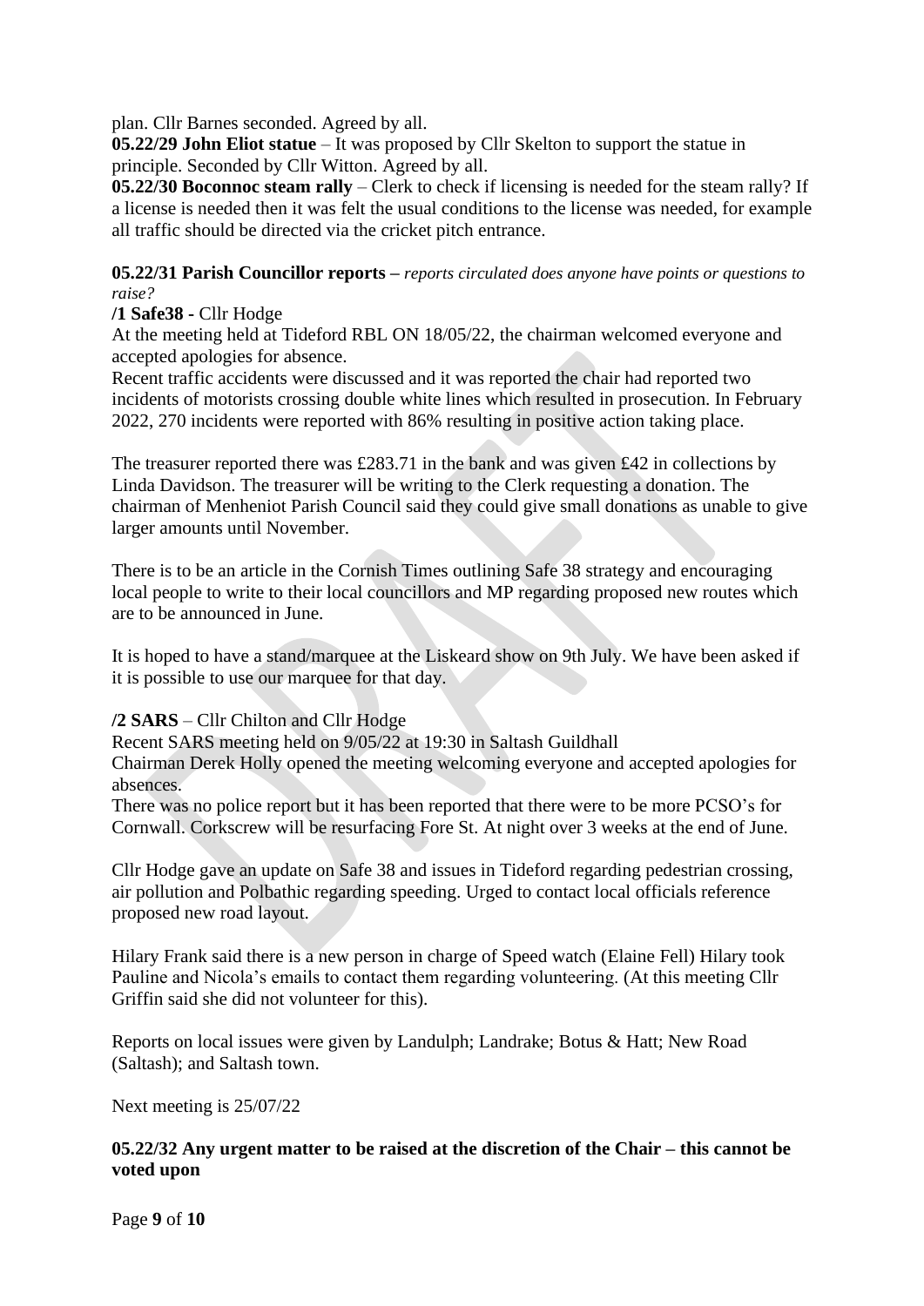plan. Cllr Barnes seconded. Agreed by all.

**05.22/29 John Eliot statue** – It was proposed by Cllr Skelton to support the statue in principle. Seconded by Cllr Witton. Agreed by all.

**05.22/30 Boconnoc steam rally** – Clerk to check if licensing is needed for the steam rally? If a license is needed then it was felt the usual conditions to the license was needed, for example all traffic should be directed via the cricket pitch entrance.

**05.22/31 Parish Councillor reports –** *reports circulated does anyone have points or questions to raise?*

**/1 Safe38 -** Cllr Hodge

At the meeting held at Tideford RBL ON 18/05/22, the chairman welcomed everyone and accepted apologies for absence.

Recent traffic accidents were discussed and it was reported the chair had reported two incidents of motorists crossing double white lines which resulted in prosecution. In February 2022, 270 incidents were reported with 86% resulting in positive action taking place.

The treasurer reported there was £283.71 in the bank and was given £42 in collections by Linda Davidson. The treasurer will be writing to the Clerk requesting a donation. The chairman of Menheniot Parish Council said they could give small donations as unable to give larger amounts until November.

There is to be an article in the Cornish Times outlining Safe 38 strategy and encouraging local people to write to their local councillors and MP regarding proposed new routes which are to be announced in June.

It is hoped to have a stand/marquee at the Liskeard show on 9th July. We have been asked if it is possible to use our marquee for that day.

**/2 SARS** – Cllr Chilton and Cllr Hodge

Recent SARS meeting held on 9/05/22 at 19:30 in Saltash Guildhall

Chairman Derek Holly opened the meeting welcoming everyone and accepted apologies for absences.

There was no police report but it has been reported that there were to be more PCSO's for Cornwall. Corkscrew will be resurfacing Fore St. At night over 3 weeks at the end of June.

Cllr Hodge gave an update on Safe 38 and issues in Tideford regarding pedestrian crossing, air pollution and Polbathic regarding speeding. Urged to contact local officials reference proposed new road layout.

Hilary Frank said there is a new person in charge of Speed watch (Elaine Fell) Hilary took Pauline and Nicola's emails to contact them regarding volunteering. (At this meeting Cllr Griffin said she did not volunteer for this).

Reports on local issues were given by Landulph; Landrake; Botus & Hatt; New Road (Saltash); and Saltash town.

Next meeting is 25/07/22

**05.22/32 Any urgent matter to be raised at the discretion of the Chair – this cannot be voted upon**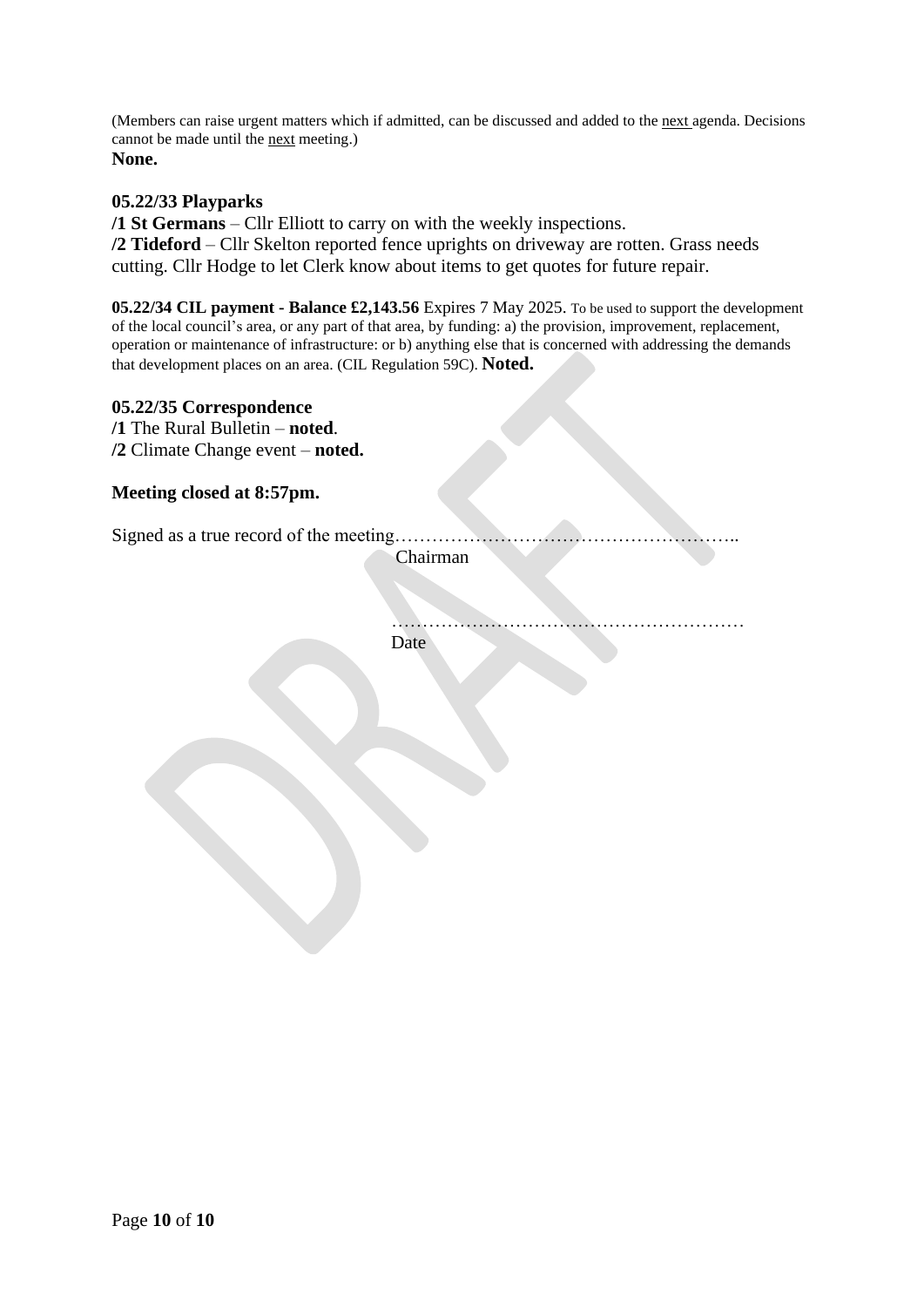(Members can raise urgent matters which if admitted, can be discussed and added to the <u>next</u> agenda. Decisions cannot be made until the <u>next</u> meeting.)

**None.**

**05.22/33 Playparks**

**/1 St Germans** – Cllr Elliott to carry on with the weekly inspections.

**/2 Tideford** – Cllr Skelton reported fence uprights on driveway are rotten. Grass needs cutting. Cllr Hodge to let Clerk know about items to get quotes for future repair.

**05.22/34 CIL payment - Balance £2,143.56** Expires 7 May 2025. To be used to support the development of the local council's area, or any part of that area, by funding: a) the provision, improvement, replacement, operation or maintenance of infrastructure: or b) anything else that is concerned with addressing the demands that development places on an area. (CIL Regulation 59C). **Noted.**

**05.22/35 Correspondence**

**/1** The Rural Bulletin – **noted**.

**/2** Climate Change event – **noted.**

**Meeting closed at 8:57pm.**

Signed as a true record of the meeting……………………………………………..
Chairman

…………………………………………………
Date